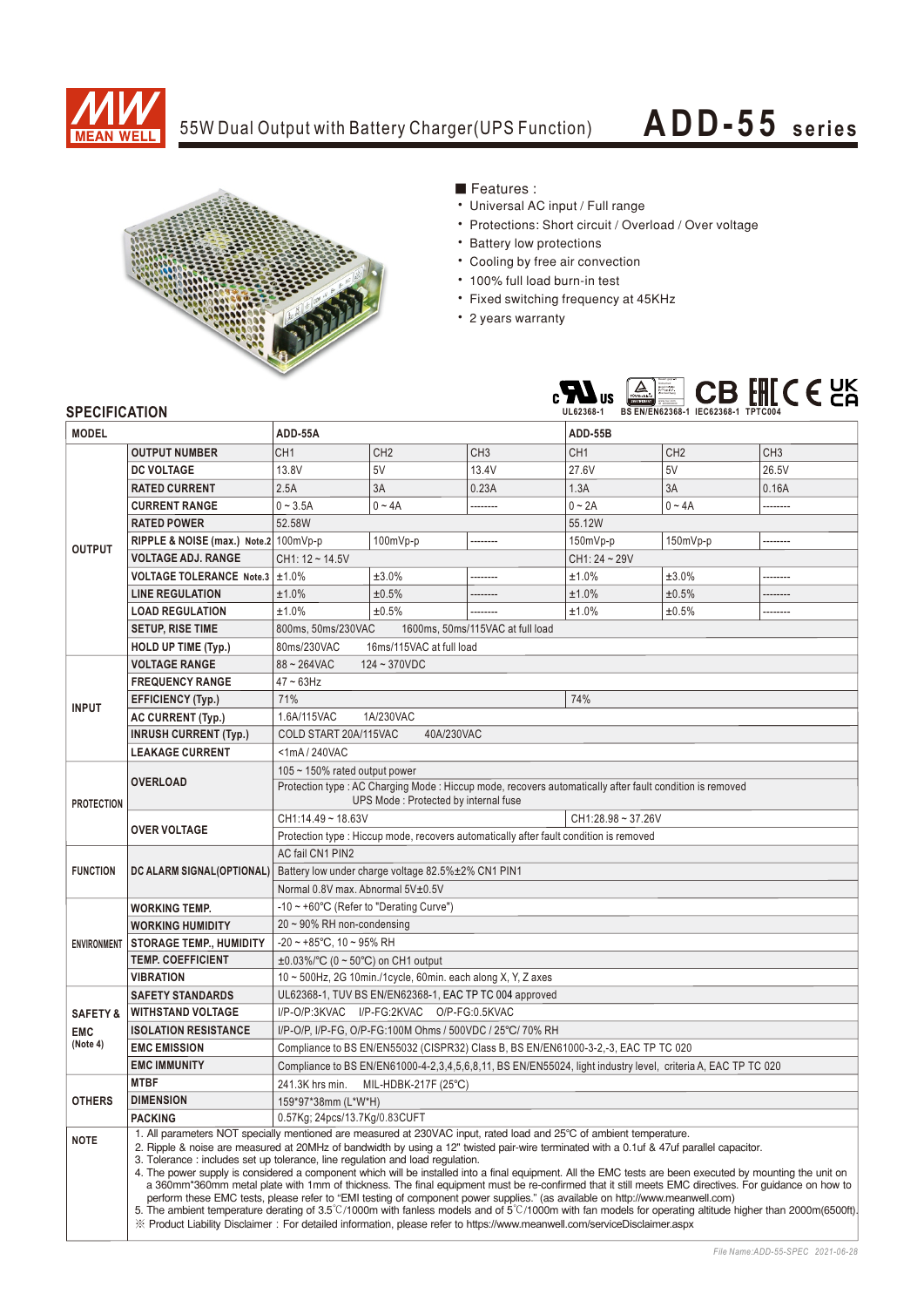# 55W Dual Output with Battery Charger(UPS Function) — ADD-55 series

## Features :

- Universal AC input / Full range
- Protections: Short circuit / Overload / Over voltage
- Battery low protections
- Cooling by free air convection
- 100% full load burn-in test
- Fixed switching frequency at 45KHz
- 2 years warranty

UL62368-1 | BS EN/EN62368-1 | IEC62368-1 | TPTC004

## SPECIFICATION

| MODEL | | ADD-55A | | | ADD-55B | | |
|---|---|---|---|---|---|---|---|
| OUTPUT | OUTPUT NUMBER | CH1 | CH2 | CH3 | CH1 | CH2 | CH3 |
| | DC VOLTAGE | 13.8V | 5V | 13.4V | 27.6V | 5V | 26.5V |
| | RATED CURRENT | 2.5A | 3A | 0.23A | 1.3A | 3A | 0.16A |
| | CURRENT RANGE | 0 ~ 3.5A | 0 ~ 4A | -------- | 0 ~ 2A | 0 ~ 4A | -------- |
| | RATED POWER | 52.58W | | | 55.12W | | |
| | RIPPLE & NOISE (max.) Note.2 | 100mVp-p | 100mVp-p | -------- | 150mVp-p | 150mVp-p | -------- |
| | VOLTAGE ADJ. RANGE | CH1: 12 ~ 14.5V | | | CH1: 24 ~ 29V | | |
| | VOLTAGE TOLERANCE Note.3 | ±1.0% | ±3.0% | -------- | ±1.0% | ±3.0% | -------- |
| | LINE REGULATION | ±1.0% | ±0.5% | -------- | ±1.0% | ±0.5% | -------- |
| | LOAD REGULATION | ±1.0% | ±0.5% | -------- | ±1.0% | ±0.5% | -------- |
| | SETUP, RISE TIME | 800ms, 50ms/230VAC 1600ms, 50ms/115VAC at full load | | | | | |
| | HOLD UP TIME (Typ.) | 80ms/230VAC 16ms/115VAC at full load | | | | | |
| INPUT | VOLTAGE RANGE | 88 ~ 264VAC 124 ~ 370VDC | | | | | |
| | FREQUENCY RANGE | 47 ~ 63Hz | | | | | |
| | EFFICIENCY (Typ.) | 71% | | | 74% | | |
| | AC CURRENT (Typ.) | 1.6A/115VAC 1A/230VAC | | | | | |
| | INRUSH CURRENT (Typ.) | COLD START 20A/115VAC 40A/230VAC | | | | | |
| | LEAKAGE CURRENT | <1mA / 240VAC | | | | | |
| PROTECTION | OVERLOAD | 105 ~ 150% rated output power<br>Protection type : AC Charging Mode : Hiccup mode, recovers automatically after fault condition is removed<br>UPS Mode : Protected by internal fuse | | | | | |
| | OVER VOLTAGE | CH1:14.49 ~ 18.63V | | | CH1:28.98 ~ 37.26V | | |
| | | Protection type : Hiccup mode, recovers automatically after fault condition is removed | | | | | |
| FUNCTION | DC ALARM SIGNAL(OPTIONAL) | AC fail CN1 PIN2<br>Battery low under charge voltage 82.5%±2% CN1 PIN1<br>Normal 0.8V max. Abnormal 5V±0.5V | | | | | |
| ENVIRONMENT | WORKING TEMP. | -10 ~ +60℃ (Refer to "Derating Curve") | | | | | |
| | WORKING HUMIDITY | 20 ~ 90% RH non-condensing | | | | | |
| | STORAGE TEMP., HUMIDITY | -20 ~ +85℃, 10 ~ 95% RH | | | | | |
| | TEMP. COEFFICIENT | ±0.03%/℃ (0 ~ 50℃) on CH1 output | | | | | |
| | VIBRATION | 10 ~ 500Hz, 2G 10min./1cycle, 60min. each along X, Y, Z axes | | | | | |
| SAFETY & EMC (Note 4) | SAFETY STANDARDS | UL62368-1, TUV BS EN/EN62368-1, EAC TP TC 004 approved | | | | | |
| | WITHSTAND VOLTAGE | I/P-O/P:3KVAC I/P-FG:2KVAC O/P-FG:0.5KVAC | | | | | |
| | ISOLATION RESISTANCE | I/P-O/P, I/P-FG, O/P-FG:100M Ohms / 500VDC / 25℃/ 70% RH | | | | | |
| | EMC EMISSION | Compliance to BS EN/EN55032 (CISPR32) Class B, BS EN/EN61000-3-2,-3, EAC TP TC 020 | | | | | |
| | EMC IMMUNITY | Compliance to BS EN/EN61000-4-2,3,4,5,6,8,11, BS EN/EN55024, light industry level, criteria A, EAC TP TC 020 | | | | | |
| OTHERS | MTBF | 241.3K hrs min. MIL-HDBK-217F (25℃) | | | | | |
| | DIMENSION | 159*97*38mm (L*W*H) | | | | | |
| | PACKING | 0.57Kg; 24pcs/13.7Kg/0.83CUFT | | | | | |

**NOTE**

1. All parameters NOT specially mentioned are measured at 230VAC input, rated load and 25℃ of ambient temperature.
2. Ripple & noise are measured at 20MHz of bandwidth by using a 12" twisted pair-wire terminated with a 0.1uf & 47uf parallel capacitor.
3. Tolerance : includes set up tolerance, line regulation and load regulation.
4. The power supply is considered a component which will be installed into a final equipment. All the EMC tests are been executed by mounting the unit on a 360mm*360mm metal plate with 1mm of thickness. The final equipment must be re-confirmed that it still meets EMC directives. For guidance on how to perform these EMC tests, please refer to "EMI testing of component power supplies." (as available on http://www.meanwell.com)
5. The ambient temperature derating of 3.5℃/1000m with fanless models and of 5℃/1000m with fan models for operating altitude higher than 2000m(6500ft).

※ Product Liability Disclaimer : For detailed information, please refer to https://www.meanwell.com/serviceDisclaimer.aspx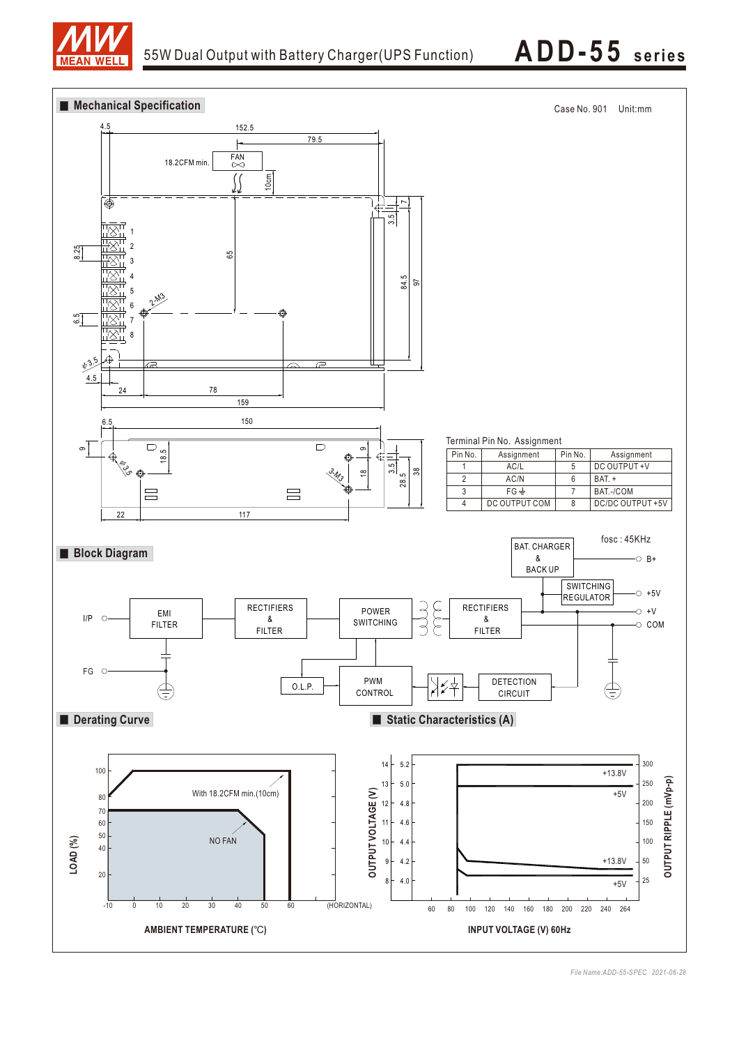## Mechanical Specification

Case No. 901 Unit:mm

4.5
152.5
79.5
18.2CFM min.
FAN
10cm
7
3.5
8.25
6.5
65
84.5
97
2-M3
ϕ3.5
4.5
24
78
159
1
2
3
4
5
6
7
8

6.5
150
9
18.5
ϕ3.5
3-M3
9
18
3.5
28.5
38
22
117

Terminal Pin No. Assignment

| Pin No. | Assignment | Pin No. | Assignment |
|---|---|---|---|
| 1 | AC/L | 5 | DC OUTPUT +V |
| 2 | AC/N | 6 | BAT. + |
| 3 | FG ⏚ | 7 | BAT.-/COM |
| 4 | DC OUTPUT COM | 8 | DC/DC OUTPUT +5V |

## Block Diagram

fosc : 45KHz

I/P
FG
EMI FILTER
RECTIFIERS & FILTER
POWER SWITCHING
RECTIFIERS & FILTER
BAT. CHARGER & BACK UP
SWITCHING REGULATOR
O.L.P.
PWM CONTROL
DETECTION CIRCUIT
B+
+5V
+V
COM

## Derating Curve

LOAD (%)
100
80
70
60
50
40
20
-10
0
10
20
30
40
50
60
(HORIZONTAL)
With 18.2CFM min.(10cm)
NO FAN
AMBIENT TEMPERATURE (℃)

## Static Characteristics (A)

OUTPUT VOLTAGE (V)
14 5.2
13 5.0
12 4.8
11 4.6
10 4.4
9 4.2
8 4.0
+13.8V
+5V
+13.8V
+5V
OUTPUT RIPPLE (mVp-p)
300
250
200
150
100
50
25
60
80
100
120
140
160
180
200
220
240
264
INPUT VOLTAGE (V) 60Hz

*File Name:ADD-55-SPEC 2021-06-28*